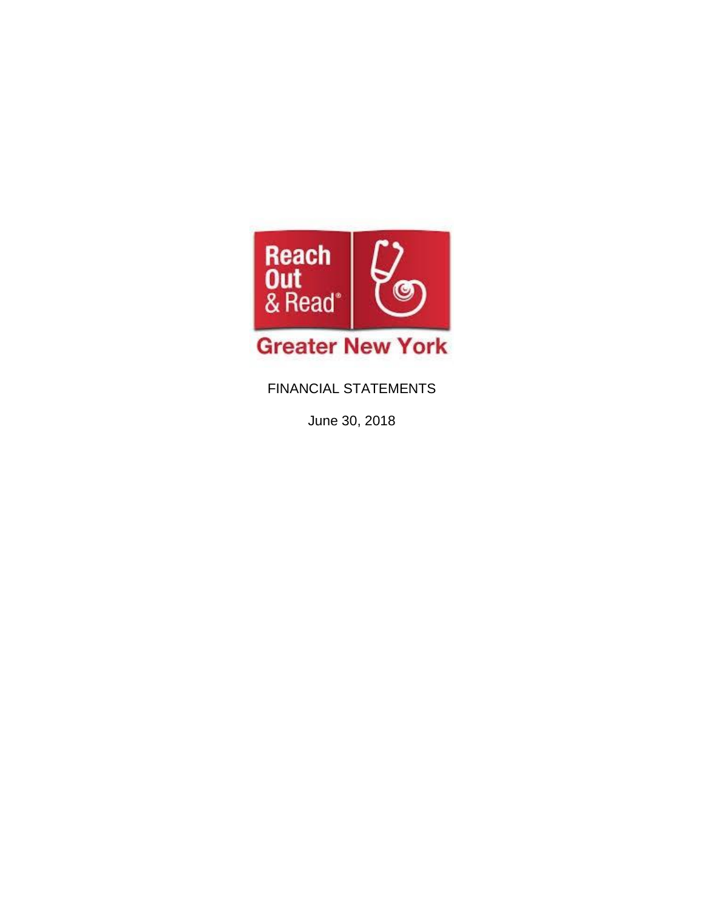Reach Out & Read®

Greater New York

FINANCIAL STATEMENTS

June 30, 2018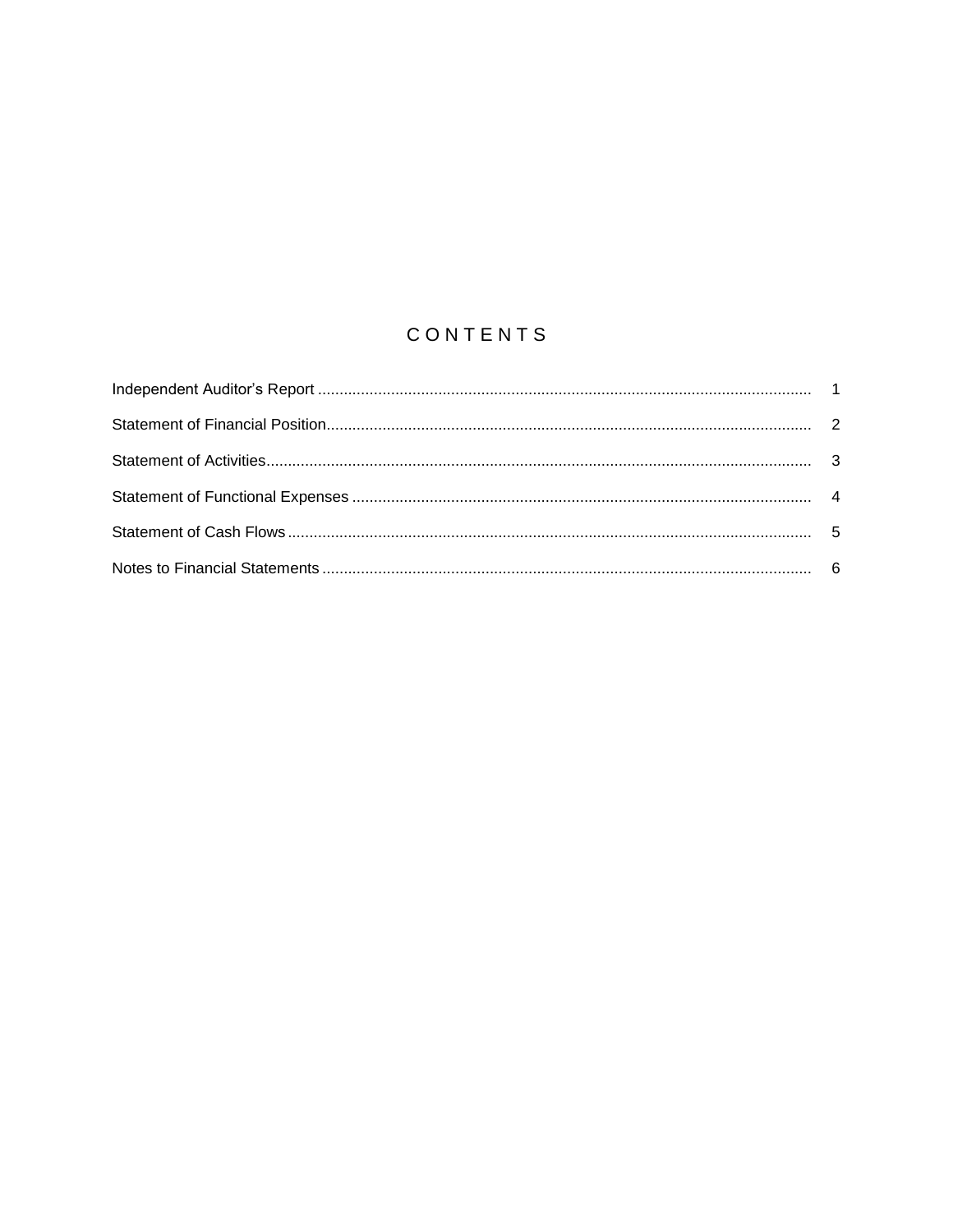# CONTENTS

| | |
|---|---|
| Independent Auditor's Report | 1 |
| Statement of Financial Position | 2 |
| Statement of Activities | 3 |
| Statement of Functional Expenses | 4 |
| Statement of Cash Flows | 5 |
| Notes to Financial Statements | 6 |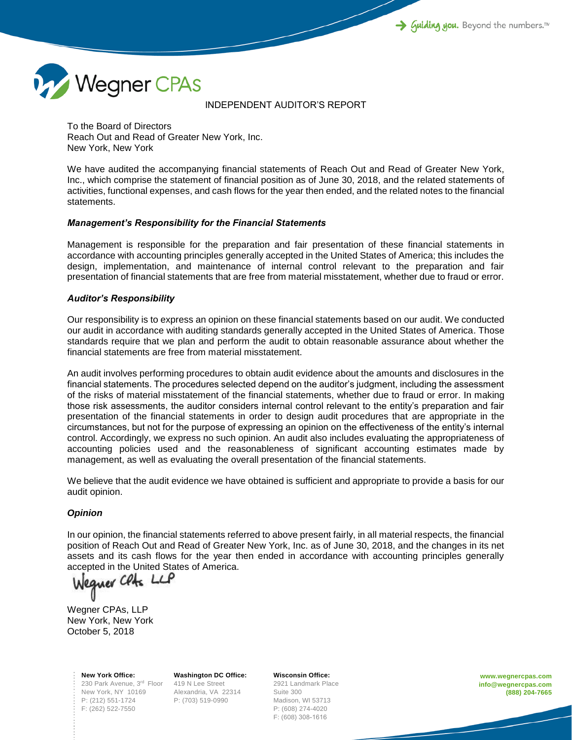Wegner CPAs

Guiding you. Beyond the numbers.™

# INDEPENDENT AUDITOR'S REPORT

To the Board of Directors
Reach Out and Read of Greater New York, Inc.
New York, New York

We have audited the accompanying financial statements of Reach Out and Read of Greater New York, Inc., which comprise the statement of financial position as of June 30, 2018, and the related statements of activities, functional expenses, and cash flows for the year then ended, and the related notes to the financial statements.

### *Management's Responsibility for the Financial Statements*

Management is responsible for the preparation and fair presentation of these financial statements in accordance with accounting principles generally accepted in the United States of America; this includes the design, implementation, and maintenance of internal control relevant to the preparation and fair presentation of financial statements that are free from material misstatement, whether due to fraud or error.

### *Auditor's Responsibility*

Our responsibility is to express an opinion on these financial statements based on our audit. We conducted our audit in accordance with auditing standards generally accepted in the United States of America. Those standards require that we plan and perform the audit to obtain reasonable assurance about whether the financial statements are free from material misstatement.

An audit involves performing procedures to obtain audit evidence about the amounts and disclosures in the financial statements. The procedures selected depend on the auditor's judgment, including the assessment of the risks of material misstatement of the financial statements, whether due to fraud or error. In making those risk assessments, the auditor considers internal control relevant to the entity's preparation and fair presentation of the financial statements in order to design audit procedures that are appropriate in the circumstances, but not for the purpose of expressing an opinion on the effectiveness of the entity's internal control. Accordingly, we express no such opinion. An audit also includes evaluating the appropriateness of accounting policies used and the reasonableness of significant accounting estimates made by management, as well as evaluating the overall presentation of the financial statements.

We believe that the audit evidence we have obtained is sufficient and appropriate to provide a basis for our audit opinion.

### *Opinion*

In our opinion, the financial statements referred to above present fairly, in all material respects, the financial position of Reach Out and Read of Greater New York, Inc. as of June 30, 2018, and the changes in its net assets and its cash flows for the year then ended in accordance with accounting principles generally accepted in the United States of America.

Wegner CPAs LLP

Wegner CPAs, LLP
New York, New York
October 5, 2018

**New York Office:**
230 Park Avenue, 3rd Floor
New York, NY 10169
P: (212) 551-1724
F: (262) 522-7550

**Washington DC Office:**
419 N Lee Street
Alexandria, VA 22314
P: (703) 519-0990

**Wisconsin Office:**
2921 Landmark Place
Suite 300
Madison, WI 53713
P: (608) 274-4020
F: (608) 308-1616

**www.wegnercpas.com**
**info@wegnercpas.com**
**(888) 204-7665**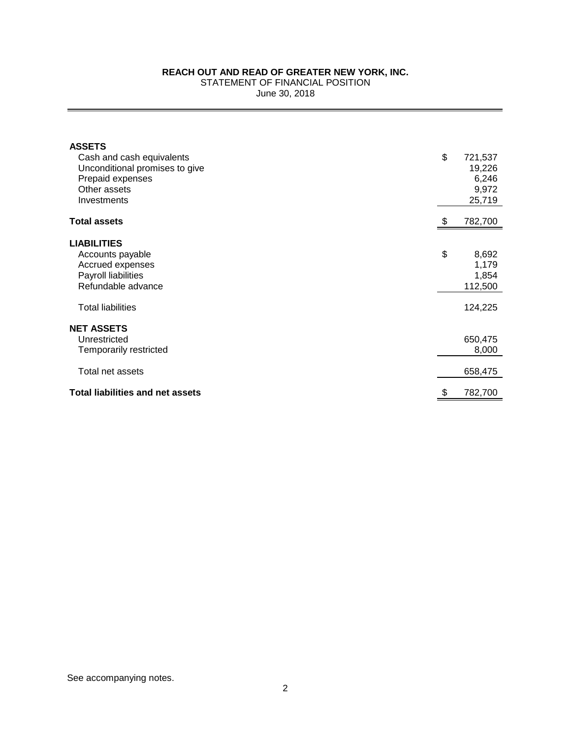# REACH OUT AND READ OF GREATER NEW YORK, INC.

STATEMENT OF FINANCIAL POSITION

June 30, 2018

| | |
|---|---|
| **ASSETS** | |
| Cash and cash equivalents | $ 721,537 |
| Unconditional promises to give | 19,226 |
| Prepaid expenses | 6,246 |
| Other assets | 9,972 |
| Investments | 25,719 |
| **Total assets** | $ 782,700 |
| **LIABILITIES** | |
| Accounts payable | $ 8,692 |
| Accrued expenses | 1,179 |
| Payroll liabilities | 1,854 |
| Refundable advance | 112,500 |
| Total liabilities | 124,225 |
| **NET ASSETS** | |
| Unrestricted | 650,475 |
| Temporarily restricted | 8,000 |
| Total net assets | 658,475 |
| **Total liabilities and net assets** | $ 782,700 |

See accompanying notes.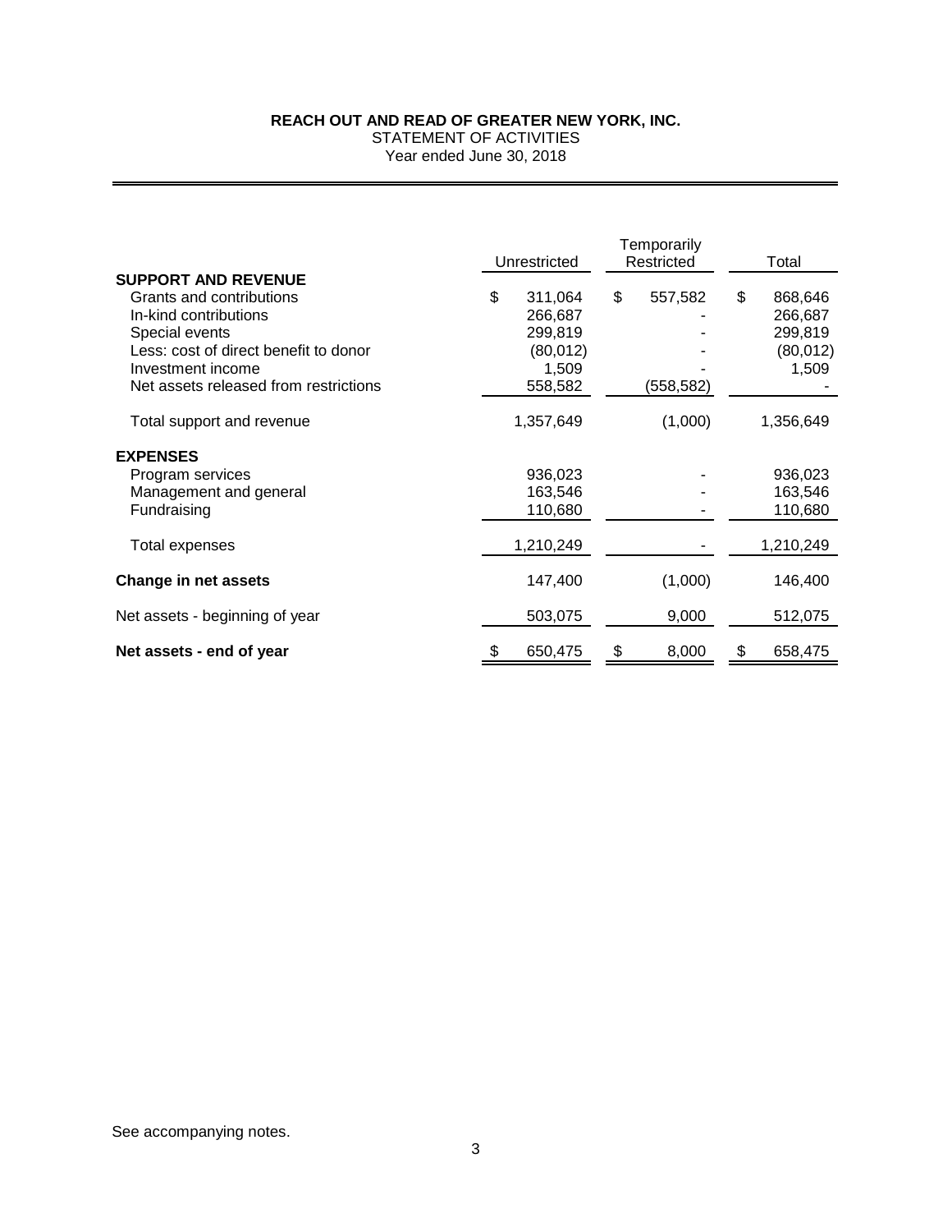**REACH OUT AND READ OF GREATER NEW YORK, INC.**
STATEMENT OF ACTIVITIES
Year ended June 30, 2018

| | Unrestricted | Temporarily Restricted | Total |
|---|---|---|---|
| **SUPPORT AND REVENUE** | | | |
| Grants and contributions | $ 311,064 | $ 557,582 | $ 868,646 |
| In-kind contributions | 266,687 | - | 266,687 |
| Special events | 299,819 | - | 299,819 |
| Less: cost of direct benefit to donor | (80,012) | - | (80,012) |
| Investment income | 1,509 | - | 1,509 |
| Net assets released from restrictions | 558,582 | (558,582) | - |
| Total support and revenue | 1,357,649 | (1,000) | 1,356,649 |
| **EXPENSES** | | | |
| Program services | 936,023 | - | 936,023 |
| Management and general | 163,546 | - | 163,546 |
| Fundraising | 110,680 | - | 110,680 |
| Total expenses | 1,210,249 | - | 1,210,249 |
| **Change in net assets** | 147,400 | (1,000) | 146,400 |
| Net assets - beginning of year | 503,075 | 9,000 | 512,075 |
| **Net assets - end of year** | $ 650,475 | $ 8,000 | $ 658,475 |

See accompanying notes.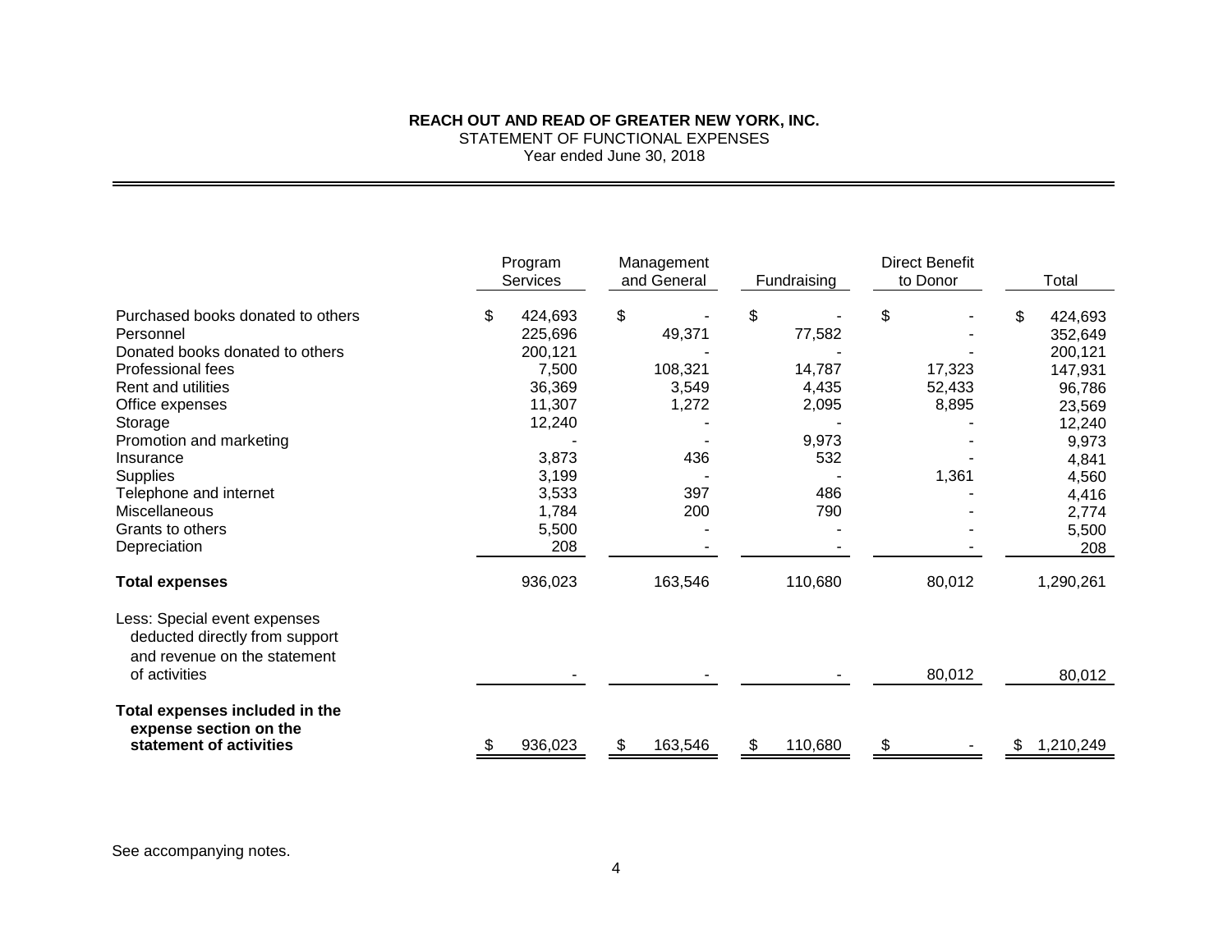**REACH OUT AND READ OF GREATER NEW YORK, INC.**
STATEMENT OF FUNCTIONAL EXPENSES
Year ended June 30, 2018

| | Program Services | Management and General | Fundraising | Direct Benefit to Donor | Total |
|---|---|---|---|---|---|
| Purchased books donated to others | $ 424,693 | $ - | $ - | $ - | $ 424,693 |
| Personnel | 225,696 | 49,371 | 77,582 | - | 352,649 |
| Donated books donated to others | 200,121 | - | - | - | 200,121 |
| Professional fees | 7,500 | 108,321 | 14,787 | 17,323 | 147,931 |
| Rent and utilities | 36,369 | 3,549 | 4,435 | 52,433 | 96,786 |
| Office expenses | 11,307 | 1,272 | 2,095 | 8,895 | 23,569 |
| Storage | 12,240 | - | - | - | 12,240 |
| Promotion and marketing | - | - | 9,973 | - | 9,973 |
| Insurance | 3,873 | 436 | 532 | - | 4,841 |
| Supplies | 3,199 | - | - | 1,361 | 4,560 |
| Telephone and internet | 3,533 | 397 | 486 | - | 4,416 |
| Miscellaneous | 1,784 | 200 | 790 | - | 2,774 |
| Grants to others | 5,500 | - | - | - | 5,500 |
| Depreciation | 208 | - | - | - | 208 |
| **Total expenses** | 936,023 | 163,546 | 110,680 | 80,012 | 1,290,261 |
| Less: Special event expenses deducted directly from support and revenue on the statement of activities | - | - | - | 80,012 | 80,012 |
| **Total expenses included in the expense section on the statement of activities** | $ 936,023 | $ 163,546 | $ 110,680 | $ - | $ 1,210,249 |

See accompanying notes.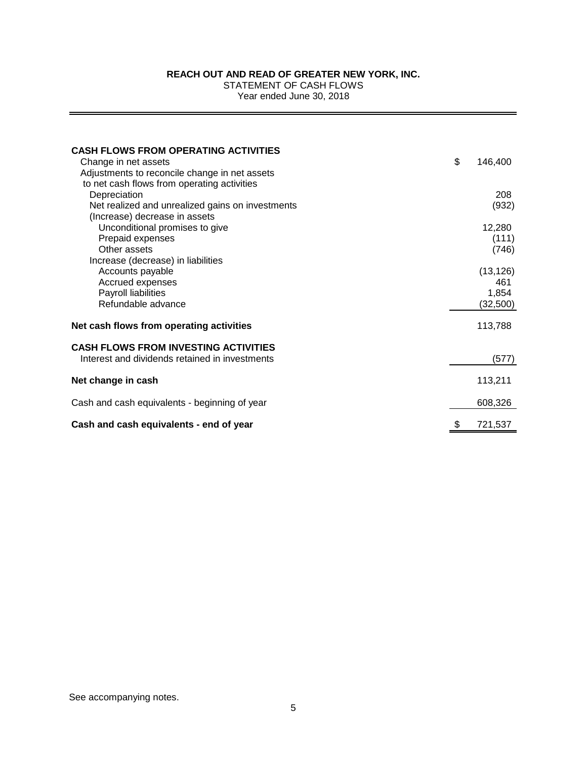**REACH OUT AND READ OF GREATER NEW YORK, INC.**
STATEMENT OF CASH FLOWS
Year ended June 30, 2018

| | |
|---|---|
| **CASH FLOWS FROM OPERATING ACTIVITIES** | |
| Change in net assets | $ 146,400 |
| Adjustments to reconcile change in net assets to net cash flows from operating activities | |
| Depreciation | 208 |
| Net realized and unrealized gains on investments | (932) |
| (Increase) decrease in assets | |
| Unconditional promises to give | 12,280 |
| Prepaid expenses | (111) |
| Other assets | (746) |
| Increase (decrease) in liabilities | |
| Accounts payable | (13,126) |
| Accrued expenses | 461 |
| Payroll liabilities | 1,854 |
| Refundable advance | (32,500) |
| **Net cash flows from operating activities** | 113,788 |
| **CASH FLOWS FROM INVESTING ACTIVITIES** | |
| Interest and dividends retained in investments | (577) |
| **Net change in cash** | 113,211 |
| Cash and cash equivalents - beginning of year | 608,326 |
| **Cash and cash equivalents - end of year** | $ 721,537 |

See accompanying notes.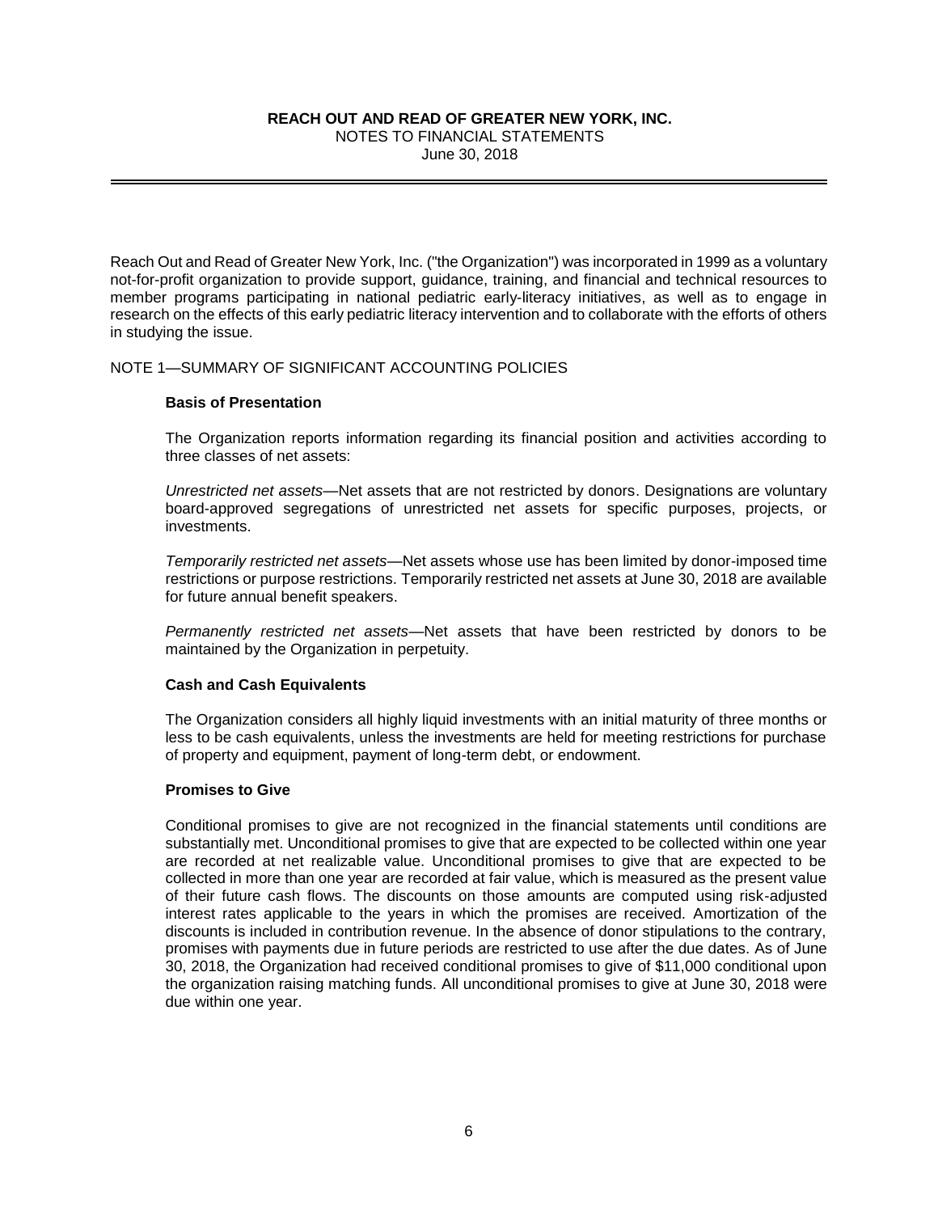Reach Out and Read of Greater New York, Inc. ("the Organization") was incorporated in 1999 as a voluntary not-for-profit organization to provide support, guidance, training, and financial and technical resources to member programs participating in national pediatric early-literacy initiatives, as well as to engage in research on the effects of this early pediatric literacy intervention and to collaborate with the efforts of others in studying the issue.

## NOTE 1—SUMMARY OF SIGNIFICANT ACCOUNTING POLICIES

### Basis of Presentation

The Organization reports information regarding its financial position and activities according to three classes of net assets:

*Unrestricted net assets*—Net assets that are not restricted by donors. Designations are voluntary board-approved segregations of unrestricted net assets for specific purposes, projects, or investments.

*Temporarily restricted net assets*—Net assets whose use has been limited by donor-imposed time restrictions or purpose restrictions. Temporarily restricted net assets at June 30, 2018 are available for future annual benefit speakers.

*Permanently restricted net assets*—Net assets that have been restricted by donors to be maintained by the Organization in perpetuity.

### Cash and Cash Equivalents

The Organization considers all highly liquid investments with an initial maturity of three months or less to be cash equivalents, unless the investments are held for meeting restrictions for purchase of property and equipment, payment of long-term debt, or endowment.

### Promises to Give

Conditional promises to give are not recognized in the financial statements until conditions are substantially met. Unconditional promises to give that are expected to be collected within one year are recorded at net realizable value. Unconditional promises to give that are expected to be collected in more than one year are recorded at fair value, which is measured as the present value of their future cash flows. The discounts on those amounts are computed using risk-adjusted interest rates applicable to the years in which the promises are received. Amortization of the discounts is included in contribution revenue. In the absence of donor stipulations to the contrary, promises with payments due in future periods are restricted to use after the due dates. As of June 30, 2018, the Organization had received conditional promises to give of $11,000 conditional upon the organization raising matching funds. All unconditional promises to give at June 30, 2018 were due within one year.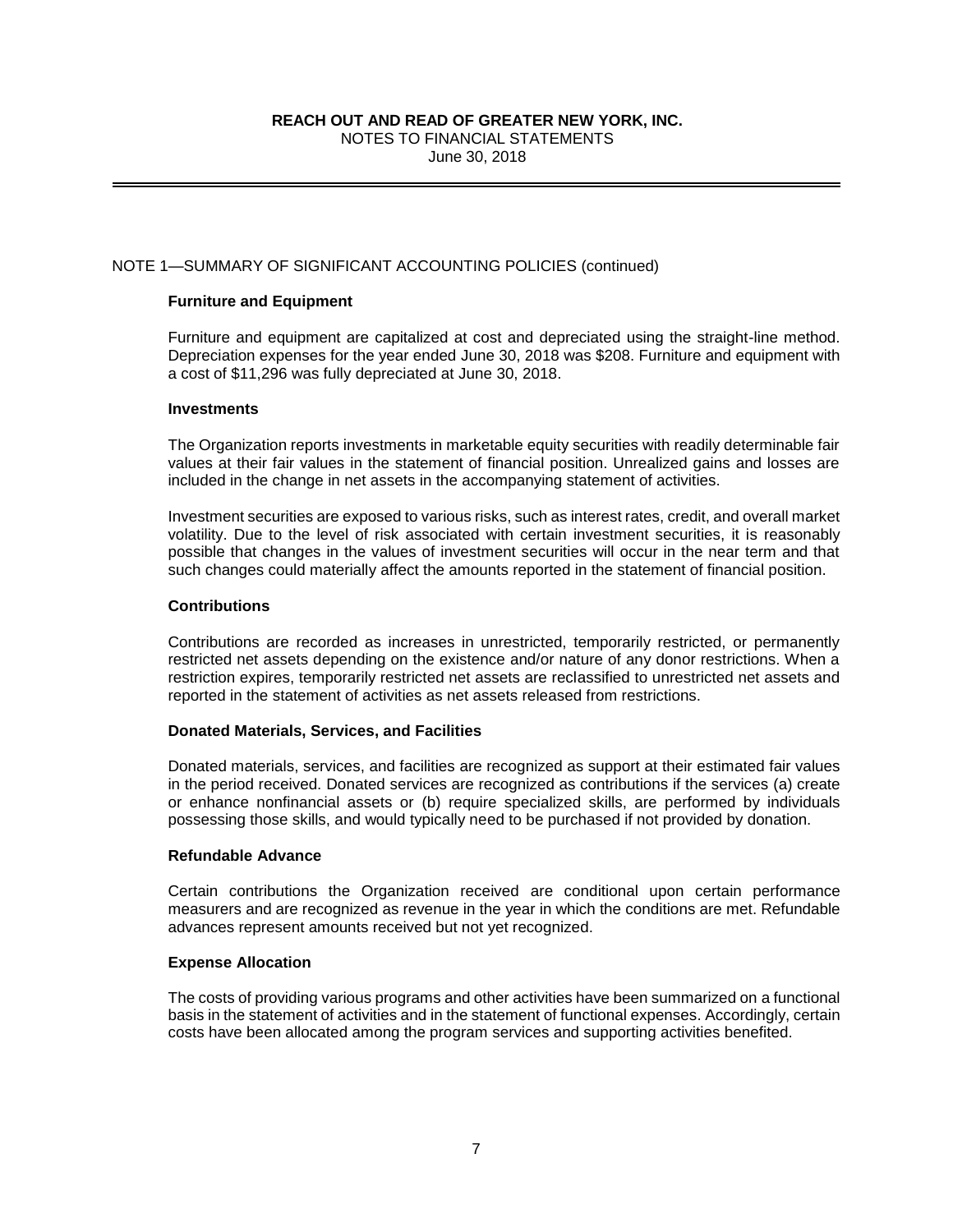NOTE 1—SUMMARY OF SIGNIFICANT ACCOUNTING POLICIES (continued)

**Furniture and Equipment**

Furniture and equipment are capitalized at cost and depreciated using the straight-line method. Depreciation expenses for the year ended June 30, 2018 was $208. Furniture and equipment with a cost of $11,296 was fully depreciated at June 30, 2018.

**Investments**

The Organization reports investments in marketable equity securities with readily determinable fair values at their fair values in the statement of financial position. Unrealized gains and losses are included in the change in net assets in the accompanying statement of activities.

Investment securities are exposed to various risks, such as interest rates, credit, and overall market volatility. Due to the level of risk associated with certain investment securities, it is reasonably possible that changes in the values of investment securities will occur in the near term and that such changes could materially affect the amounts reported in the statement of financial position.

**Contributions**

Contributions are recorded as increases in unrestricted, temporarily restricted, or permanently restricted net assets depending on the existence and/or nature of any donor restrictions. When a restriction expires, temporarily restricted net assets are reclassified to unrestricted net assets and reported in the statement of activities as net assets released from restrictions.

**Donated Materials, Services, and Facilities**

Donated materials, services, and facilities are recognized as support at their estimated fair values in the period received. Donated services are recognized as contributions if the services (a) create or enhance nonfinancial assets or (b) require specialized skills, are performed by individuals possessing those skills, and would typically need to be purchased if not provided by donation.

**Refundable Advance**

Certain contributions the Organization received are conditional upon certain performance measurers and are recognized as revenue in the year in which the conditions are met. Refundable advances represent amounts received but not yet recognized.

**Expense Allocation**

The costs of providing various programs and other activities have been summarized on a functional basis in the statement of activities and in the statement of functional expenses. Accordingly, certain costs have been allocated among the program services and supporting activities benefited.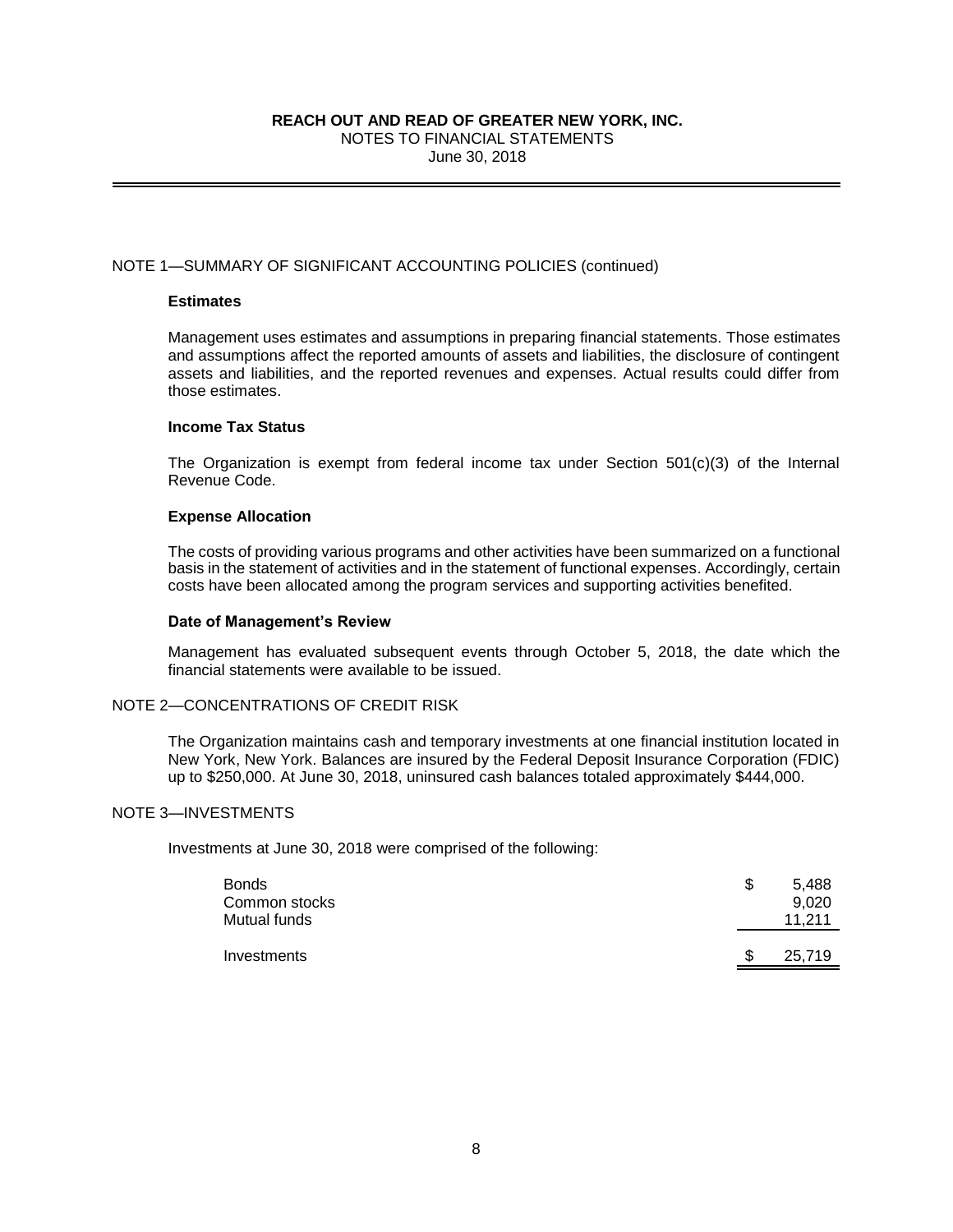**REACH OUT AND READ OF GREATER NEW YORK, INC.**
NOTES TO FINANCIAL STATEMENTS
June 30, 2018

NOTE 1—SUMMARY OF SIGNIFICANT ACCOUNTING POLICIES (continued)

**Estimates**

Management uses estimates and assumptions in preparing financial statements. Those estimates and assumptions affect the reported amounts of assets and liabilities, the disclosure of contingent assets and liabilities, and the reported revenues and expenses. Actual results could differ from those estimates.

**Income Tax Status**

The Organization is exempt from federal income tax under Section 501(c)(3) of the Internal Revenue Code.

**Expense Allocation**

The costs of providing various programs and other activities have been summarized on a functional basis in the statement of activities and in the statement of functional expenses. Accordingly, certain costs have been allocated among the program services and supporting activities benefited.

**Date of Management's Review**

Management has evaluated subsequent events through October 5, 2018, the date which the financial statements were available to be issued.

NOTE 2—CONCENTRATIONS OF CREDIT RISK

The Organization maintains cash and temporary investments at one financial institution located in New York, New York. Balances are insured by the Federal Deposit Insurance Corporation (FDIC) up to $250,000. At June 30, 2018, uninsured cash balances totaled approximately $444,000.

NOTE 3—INVESTMENTS

Investments at June 30, 2018 were comprised of the following:

| | |
|---|---|
| Bonds | $ 5,488 |
| Common stocks | 9,020 |
| Mutual funds | 11,211 |
| Investments | $ 25,719 |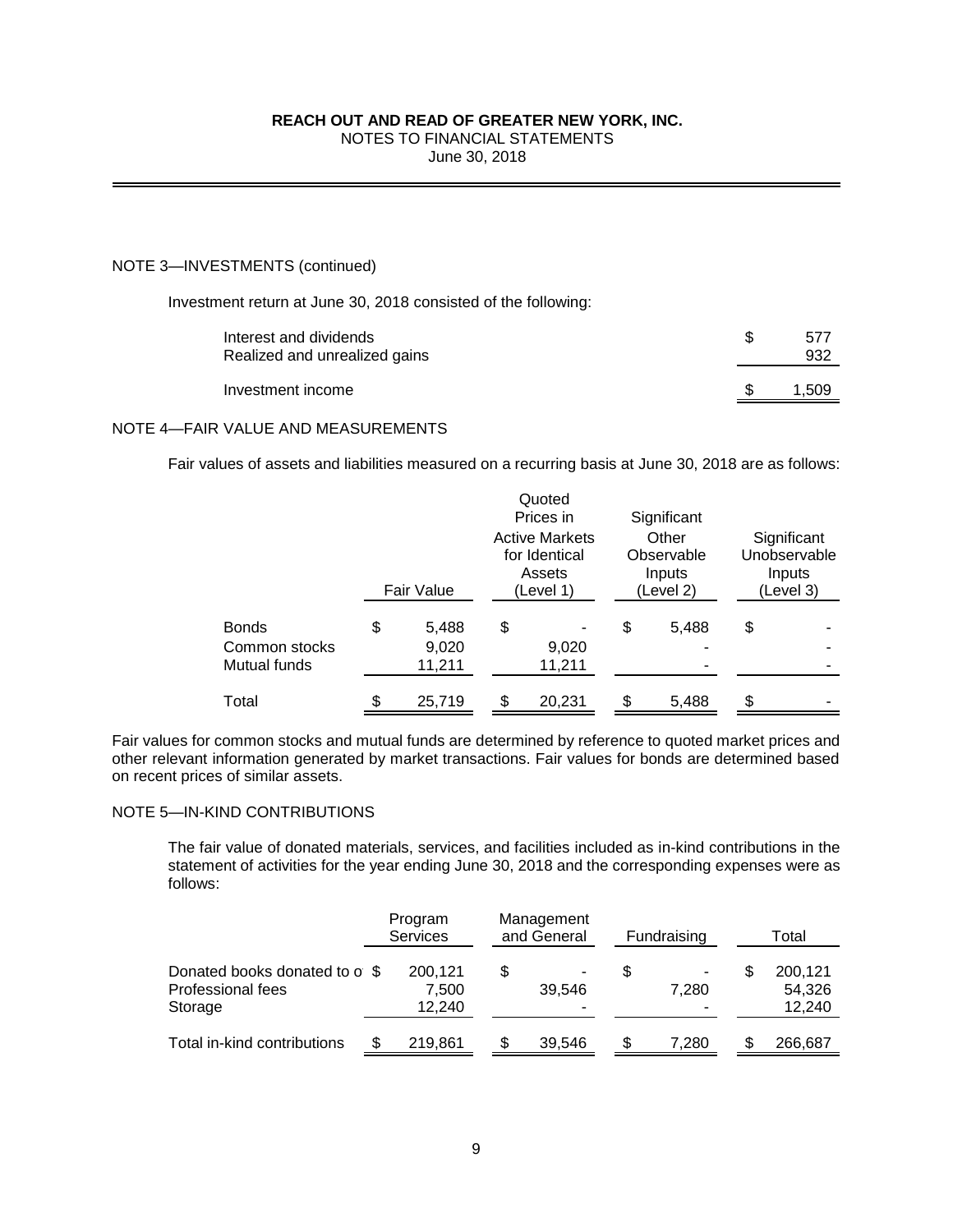**REACH OUT AND READ OF GREATER NEW YORK, INC.**
NOTES TO FINANCIAL STATEMENTS
June 30, 2018

NOTE 3—INVESTMENTS (continued)

Investment return at June 30, 2018 consisted of the following:

| | |
|---|---|
| Interest and dividends | $ 577 |
| Realized and unrealized gains | 932 |
| Investment income | $ 1,509 |

NOTE 4—FAIR VALUE AND MEASUREMENTS

Fair values of assets and liabilities measured on a recurring basis at June 30, 2018 are as follows:

| | Fair Value | Quoted Prices in Active Markets for Identical Assets (Level 1) | Significant Other Observable Inputs (Level 2) | Significant Unobservable Inputs (Level 3) |
|---|---|---|---|---|
| Bonds | $ 5,488 | $ - | $ 5,488 | $ - |
| Common stocks | 9,020 | 9,020 | - | - |
| Mutual funds | 11,211 | 11,211 | - | - |
| Total | $ 25,719 | $ 20,231 | $ 5,488 | $ - |

Fair values for common stocks and mutual funds are determined by reference to quoted market prices and other relevant information generated by market transactions. Fair values for bonds are determined based on recent prices of similar assets.

NOTE 5—IN-KIND CONTRIBUTIONS

The fair value of donated materials, services, and facilities included as in-kind contributions in the statement of activities for the year ending June 30, 2018 and the corresponding expenses were as follows:

| | Program Services | Management and General | Fundraising | Total |
|---|---|---|---|---|
| Donated books donated to o | $ 200,121 | $ - | $ - | $ 200,121 |
| Professional fees | 7,500 | 39,546 | 7,280 | 54,326 |
| Storage | 12,240 | - | - | 12,240 |
| Total in-kind contributions | $ 219,861 | $ 39,546 | $ 7,280 | $ 266,687 |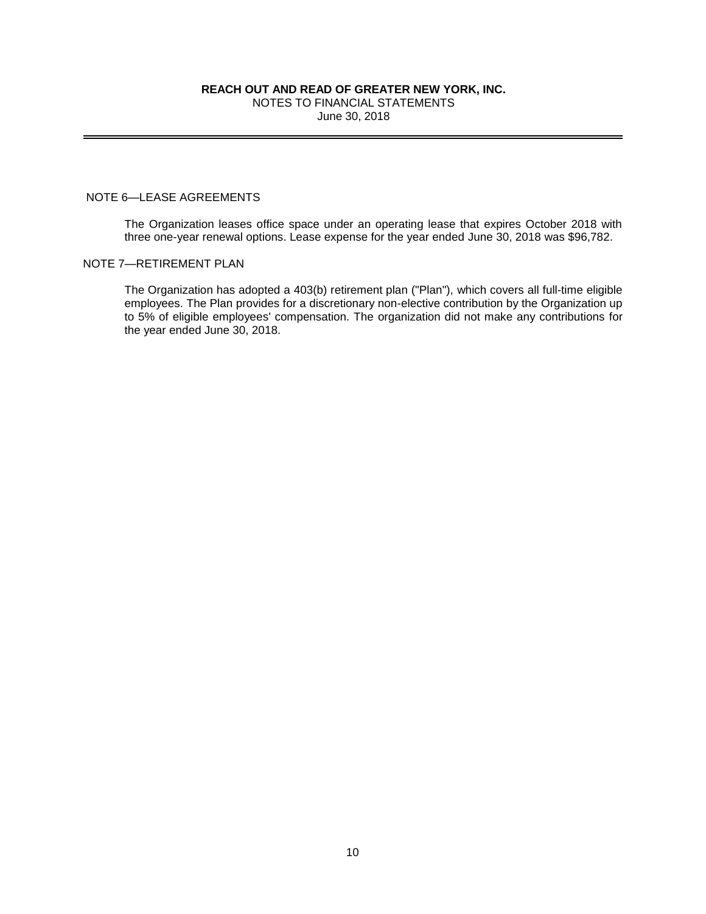# REACH OUT AND READ OF GREATER NEW YORK, INC.

NOTES TO FINANCIAL STATEMENTS

June 30, 2018

## NOTE 6—LEASE AGREEMENTS

The Organization leases office space under an operating lease that expires October 2018 with three one-year renewal options. Lease expense for the year ended June 30, 2018 was $96,782.

## NOTE 7—RETIREMENT PLAN

The Organization has adopted a 403(b) retirement plan ("Plan"), which covers all full-time eligible employees. The Plan provides for a discretionary non-elective contribution by the Organization up to 5% of eligible employees' compensation. The organization did not make any contributions for the year ended June 30, 2018.